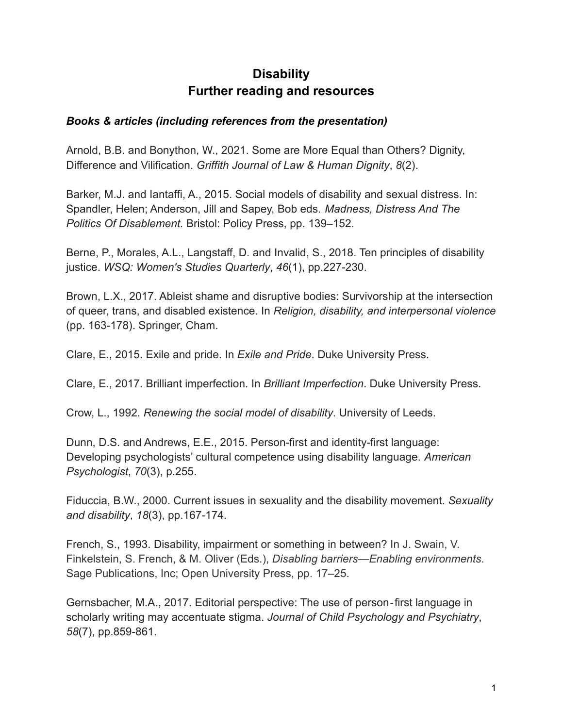# Disability
# Further reading and resources

### ***Books & articles (including references from the presentation)***

Arnold, B.B. and Bonython, W., 2021. Some are More Equal than Others? Dignity, Difference and Vilification. *Griffith Journal of Law & Human Dignity*, *8*(2).

Barker, M.J. and Iantaffi, A., 2015. Social models of disability and sexual distress. In: Spandler, Helen; Anderson, Jill and Sapey, Bob eds. *Madness, Distress And The Politics Of Disablement*. Bristol: Policy Press, pp. 139–152.

Berne, P., Morales, A.L., Langstaff, D. and Invalid, S., 2018. Ten principles of disability justice. *WSQ: Women's Studies Quarterly*, *46*(1), pp.227-230.

Brown, L.X., 2017. Ableist shame and disruptive bodies: Survivorship at the intersection of queer, trans, and disabled existence. In *Religion, disability, and interpersonal violence* (pp. 163-178). Springer, Cham.

Clare, E., 2015. Exile and pride. In *Exile and Pride*. Duke University Press.

Clare, E., 2017. Brilliant imperfection. In *Brilliant Imperfection*. Duke University Press.

Crow, L., 1992. *Renewing the social model of disability*. University of Leeds.

Dunn, D.S. and Andrews, E.E., 2015. Person-first and identity-first language: Developing psychologists' cultural competence using disability language. *American Psychologist*, *70*(3), p.255.

Fiduccia, B.W., 2000. Current issues in sexuality and the disability movement. *Sexuality and disability*, *18*(3), pp.167-174.

French, S., 1993. Disability, impairment or something in between? In J. Swain, V. Finkelstein, S. French, & M. Oliver (Eds.), *Disabling barriers—Enabling environments*. Sage Publications, Inc; Open University Press, pp. 17–25.

Gernsbacher, M.A., 2017. Editorial perspective: The use of person‐first language in scholarly writing may accentuate stigma. *Journal of Child Psychology and Psychiatry*, *58*(7), pp.859-861.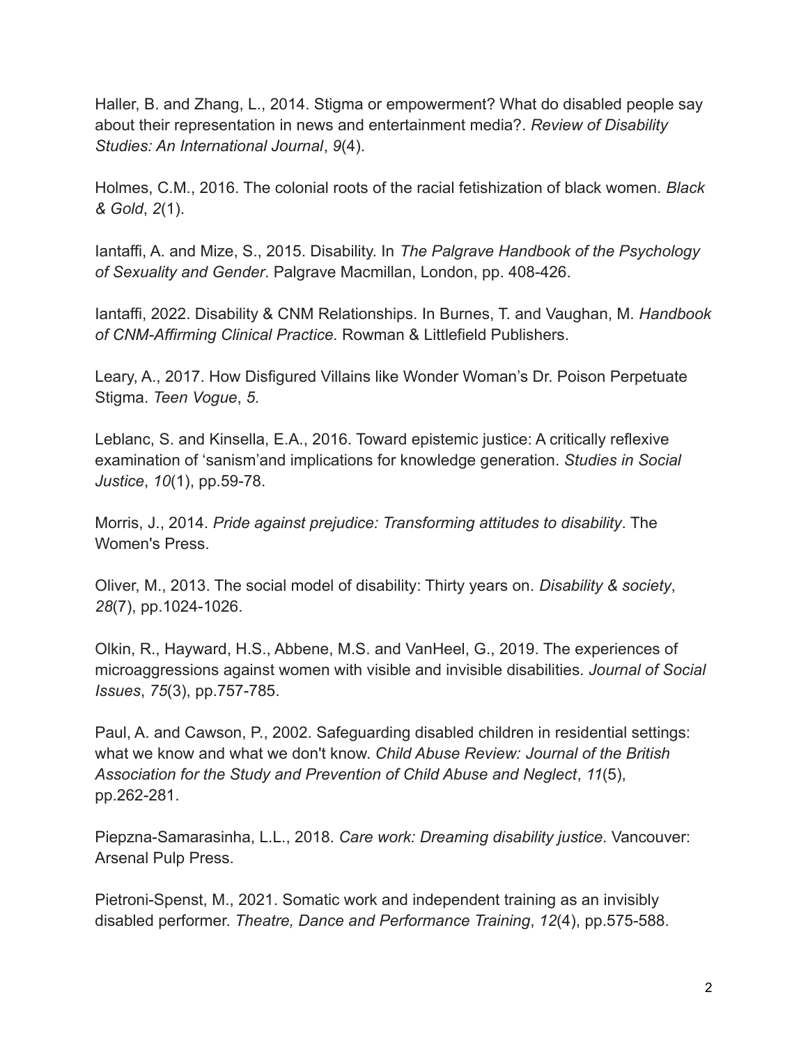Haller, B. and Zhang, L., 2014. Stigma or empowerment? What do disabled people say about their representation in news and entertainment media?. *Review of Disability Studies: An International Journal*, *9*(4).

Holmes, C.M., 2016. The colonial roots of the racial fetishization of black women. *Black & Gold*, *2*(1).

Iantaffi, A. and Mize, S., 2015. Disability. In *The Palgrave Handbook of the Psychology of Sexuality and Gender*. Palgrave Macmillan, London, pp. 408-426.

Iantaffi, 2022. Disability & CNM Relationships. In Burnes, T. and Vaughan, M. *Handbook of CNM-Affirming Clinical Practice*. Rowman & Littlefield Publishers.

Leary, A., 2017. How Disfigured Villains like Wonder Woman's Dr. Poison Perpetuate Stigma. *Teen Vogue*, *5*.

Leblanc, S. and Kinsella, E.A., 2016. Toward epistemic justice: A critically reflexive examination of 'sanism'and implications for knowledge generation. *Studies in Social Justice*, *10*(1), pp.59-78.

Morris, J., 2014. *Pride against prejudice: Transforming attitudes to disability*. The Women's Press.

Oliver, M., 2013. The social model of disability: Thirty years on. *Disability & society*, *28*(7), pp.1024-1026.

Olkin, R., Hayward, H.S., Abbene, M.S. and VanHeel, G., 2019. The experiences of microaggressions against women with visible and invisible disabilities. *Journal of Social Issues*, *75*(3), pp.757-785.

Paul, A. and Cawson, P., 2002. Safeguarding disabled children in residential settings: what we know and what we don't know. *Child Abuse Review: Journal of the British Association for the Study and Prevention of Child Abuse and Neglect*, *11*(5), pp.262-281.

Piepzna-Samarasinha, L.L., 2018. *Care work: Dreaming disability justice*. Vancouver: Arsenal Pulp Press.

Pietroni-Spenst, M., 2021. Somatic work and independent training as an invisibly disabled performer. *Theatre, Dance and Performance Training*, *12*(4), pp.575-588.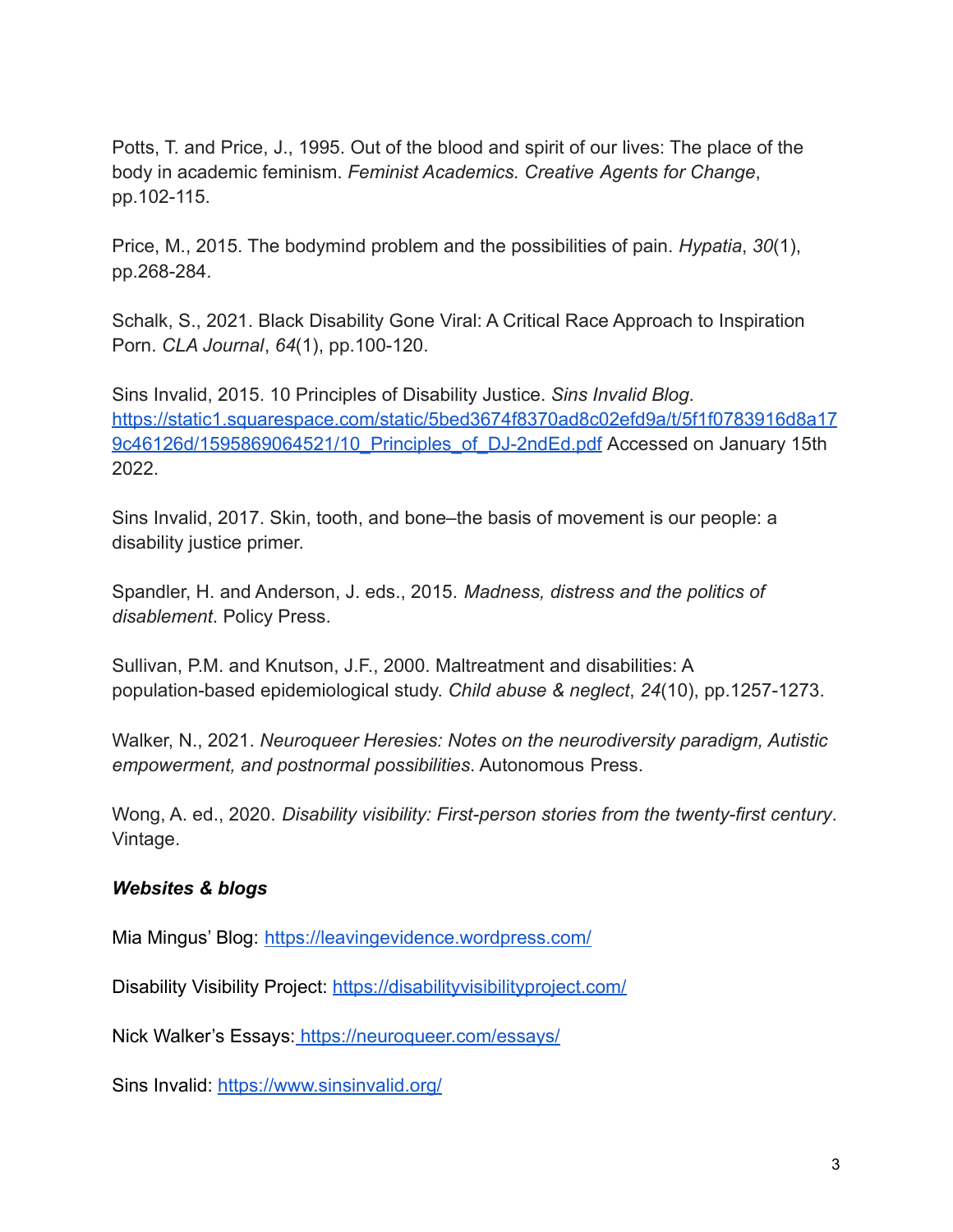Potts, T. and Price, J., 1995. Out of the blood and spirit of our lives: The place of the body in academic feminism. *Feminist Academics. Creative Agents for Change*, pp.102-115.

Price, M., 2015. The bodymind problem and the possibilities of pain. *Hypatia*, *30*(1), pp.268-284.

Schalk, S., 2021. Black Disability Gone Viral: A Critical Race Approach to Inspiration Porn. *CLA Journal*, *64*(1), pp.100-120.

Sins Invalid, 2015. 10 Principles of Disability Justice. *Sins Invalid Blog*. [https://static1.squarespace.com/static/5bed3674f8370ad8c02efd9a/t/5f1f0783916d8a179c46126d/1595869064521/10_Principles_of_DJ-2ndEd.pdf](https://static1.squarespace.com/static/5bed3674f8370ad8c02efd9a/t/5f1f0783916d8a179c46126d/1595869064521/10_Principles_of_DJ-2ndEd.pdf) Accessed on January 15th 2022.

Sins Invalid, 2017. Skin, tooth, and bone–the basis of movement is our people: a disability justice primer.

Spandler, H. and Anderson, J. eds., 2015. *Madness, distress and the politics of disablement*. Policy Press.

Sullivan, P.M. and Knutson, J.F., 2000. Maltreatment and disabilities: A population-based epidemiological study. *Child abuse & neglect*, *24*(10), pp.1257-1273.

Walker, N., 2021. *Neuroqueer Heresies: Notes on the neurodiversity paradigm, Autistic empowerment, and postnormal possibilities*. Autonomous Press.

Wong, A. ed., 2020. *Disability visibility: First-person stories from the twenty-first century*. Vintage.

***Websites & blogs***

Mia Mingus' Blog: [https://leavingevidence.wordpress.com/](https://leavingevidence.wordpress.com/)

Disability Visibility Project: [https://disabilityvisibilityproject.com/](https://disabilityvisibilityproject.com/)

Nick Walker's Essays: [https://neuroqueer.com/essays/](https://neuroqueer.com/essays/)

Sins Invalid: [https://www.sinsinvalid.org/](https://www.sinsinvalid.org/)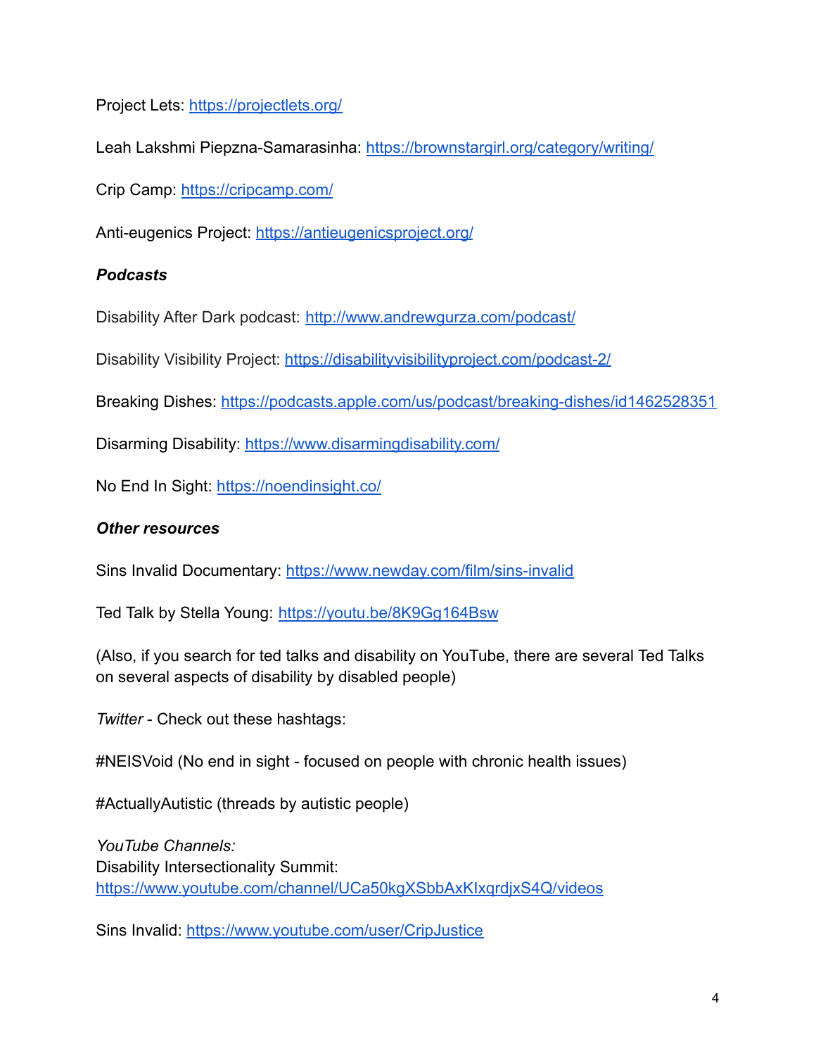Project Lets: https://projectlets.org/

Leah Lakshmi Piepzna-Samarasinha: https://brownstargirl.org/category/writing/

Crip Camp: https://cripcamp.com/

Anti-eugenics Project: https://antieugenicsproject.org/

### ***Podcasts***

Disability After Dark podcast: http://www.andrewgurza.com/podcast/

Disability Visibility Project: https://disabilityvisibilityproject.com/podcast-2/

Breaking Dishes: https://podcasts.apple.com/us/podcast/breaking-dishes/id1462528351

Disarming Disability: https://www.disarmingdisability.com/

No End In Sight: https://noendinsight.co/

### ***Other resources***

Sins Invalid Documentary: https://www.newday.com/film/sins-invalid

Ted Talk by Stella Young: https://youtu.be/8K9Gg164Bsw

(Also, if you search for ted talks and disability on YouTube, there are several Ted Talks on several aspects of disability by disabled people)

*Twitter* - Check out these hashtags:

#NEISVoid (No end in sight - focused on people with chronic health issues)

#ActuallyAutistic (threads by autistic people)

*YouTube Channels:*
Disability Intersectionality Summit:
https://www.youtube.com/channel/UCa50kgXSbbAxKIxqrdjxS4Q/videos

Sins Invalid: https://www.youtube.com/user/CripJustice